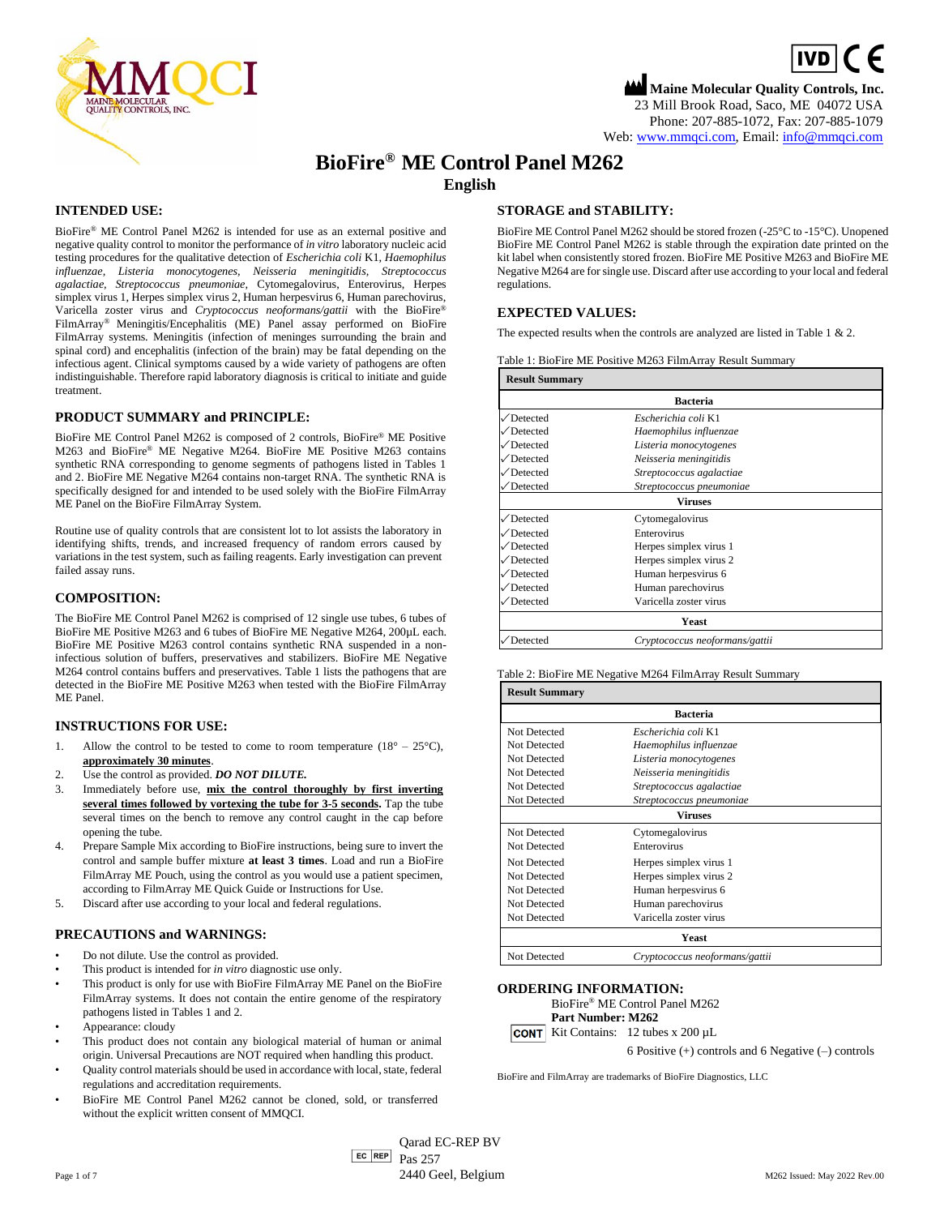IVD CE

**Maine Molecular Quality Controls, Inc.**
23 Mill Brook Road, Saco, ME 04072 USA
Phone: 207-885-1072, Fax: 207-885-1079
Web: www.mmqci.com, Email: info@mmqci.com

# BioFire® ME Control Panel M262

## English

### INTENDED USE:

BioFire® ME Control Panel M262 is intended for use as an external positive and negative quality control to monitor the performance of *in vitro* laboratory nucleic acid testing procedures for the qualitative detection of *Escherichia coli* K1, *Haemophilus influenzae*, *Listeria monocytogenes*, *Neisseria meningitidis*, *Streptococcus agalactiae*, *Streptococcus pneumoniae*, Cytomegalovirus, Enterovirus, Herpes simplex virus 1, Herpes simplex virus 2, Human herpesvirus 6, Human parechovirus, Varicella zoster virus and *Cryptococcus neoformans/gattii* with the BioFire® FilmArray® Meningitis/Encephalitis (ME) Panel assay performed on BioFire FilmArray systems. Meningitis (infection of meninges surrounding the brain and spinal cord) and encephalitis (infection of the brain) may be fatal depending on the infectious agent. Clinical symptoms caused by a wide variety of pathogens are often indistinguishable. Therefore rapid laboratory diagnosis is critical to initiate and guide treatment.

### PRODUCT SUMMARY and PRINCIPLE:

BioFire ME Control Panel M262 is composed of 2 controls, BioFire® ME Positive M263 and BioFire® ME Negative M264. BioFire ME Positive M263 contains synthetic RNA corresponding to genome segments of pathogens listed in Tables 1 and 2. BioFire ME Negative M264 contains non-target RNA. The synthetic RNA is specifically designed for and intended to be used solely with the BioFire FilmArray ME Panel on the BioFire FilmArray System.

Routine use of quality controls that are consistent lot to lot assists the laboratory in identifying shifts, trends, and increased frequency of random errors caused by variations in the test system, such as failing reagents. Early investigation can prevent failed assay runs.

### COMPOSITION:

The BioFire ME Control Panel M262 is comprised of 12 single use tubes, 6 tubes of BioFire ME Positive M263 and 6 tubes of BioFire ME Negative M264, 200μL each. BioFire ME Positive M263 control contains synthetic RNA suspended in a non-infectious solution of buffers, preservatives and stabilizers. BioFire ME Negative M264 control contains buffers and preservatives. Table 1 lists the pathogens that are detected in the BioFire ME Positive M263 when tested with the BioFire FilmArray ME Panel.

### INSTRUCTIONS FOR USE:

1. Allow the control to be tested to come to room temperature (18° – 25°C), **approximately 30 minutes**.
2. Use the control as provided. ***DO NOT DILUTE.***
3. Immediately before use, **mix the control thoroughly by first inverting several times followed by vortexing the tube for 3-5 seconds.** Tap the tube several times on the bench to remove any control caught in the cap before opening the tube.
4. Prepare Sample Mix according to BioFire instructions, being sure to invert the control and sample buffer mixture **at least 3 times**. Load and run a BioFire FilmArray ME Pouch, using the control as you would use a patient specimen, according to FilmArray ME Quick Guide or Instructions for Use.
5. Discard after use according to your local and federal regulations.

### PRECAUTIONS and WARNINGS:

- Do not dilute. Use the control as provided.
- This product is intended for *in vitro* diagnostic use only.
- This product is only for use with BioFire FilmArray ME Panel on the BioFire FilmArray systems. It does not contain the entire genome of the respiratory pathogens listed in Tables 1 and 2.
- Appearance: cloudy
- This product does not contain any biological material of human or animal origin. Universal Precautions are NOT required when handling this product.
- Quality control materials should be used in accordance with local, state, federal regulations and accreditation requirements.
- BioFire ME Control Panel M262 cannot be cloned, sold, or transferred without the explicit written consent of MMQCI.

### STORAGE and STABILITY:

BioFire ME Control Panel M262 should be stored frozen (-25°C to -15°C). Unopened BioFire ME Control Panel M262 is stable through the expiration date printed on the kit label when consistently stored frozen. BioFire ME Positive M263 and BioFire ME Negative M264 are for single use. Discard after use according to your local and federal regulations.

### EXPECTED VALUES:

The expected results when the controls are analyzed are listed in Table 1 & 2.

Table 1: BioFire ME Positive M263 FilmArray Result Summary

| **Result Summary** | |
|---|---|
| | **Bacteria** |
| ✓Detected | *Escherichia coli* K1 |
| ✓Detected | *Haemophilus influenzae* |
| ✓Detected | *Listeria monocytogenes* |
| ✓Detected | *Neisseria meningitidis* |
| ✓Detected | *Streptococcus agalactiae* |
| ✓Detected | *Streptococcus pneumoniae* |
| | **Viruses** |
| ✓Detected | Cytomegalovirus |
| ✓Detected | Enterovirus |
| ✓Detected | Herpes simplex virus 1 |
| ✓Detected | Herpes simplex virus 2 |
| ✓Detected | Human herpesvirus 6 |
| ✓Detected | Human parechovirus |
| ✓Detected | Varicella zoster virus |
| | **Yeast** |
| ✓Detected | *Cryptococcus neoformans/gattii* |

Table 2: BioFire ME Negative M264 FilmArray Result Summary

| **Result Summary** | |
|---|---|
| | **Bacteria** |
| Not Detected | *Escherichia coli* K1 |
| Not Detected | *Haemophilus influenzae* |
| Not Detected | *Listeria monocytogenes* |
| Not Detected | *Neisseria meningitidis* |
| Not Detected | *Streptococcus agalactiae* |
| Not Detected | *Streptococcus pneumoniae* |
| | **Viruses** |
| Not Detected | Cytomegalovirus |
| Not Detected | Enterovirus |
| Not Detected | Herpes simplex virus 1 |
| Not Detected | Herpes simplex virus 2 |
| Not Detected | Human herpesvirus 6 |
| Not Detected | Human parechovirus |
| Not Detected | Varicella zoster virus |
| | **Yeast** |
| Not Detected | *Cryptococcus neoformans/gattii* |

### ORDERING INFORMATION:

BioFire® ME Control Panel M262
**Part Number: M262**
CONT Kit Contains: 12 tubes x 200 µL
6 Positive (+) controls and 6 Negative (–) controls

BioFire and FilmArray are trademarks of BioFire Diagnostics, LLC

EC REP Qarad EC-REP BV
Pas 257
2440 Geel, Belgium

M262 Issued: May 2022 Rev.00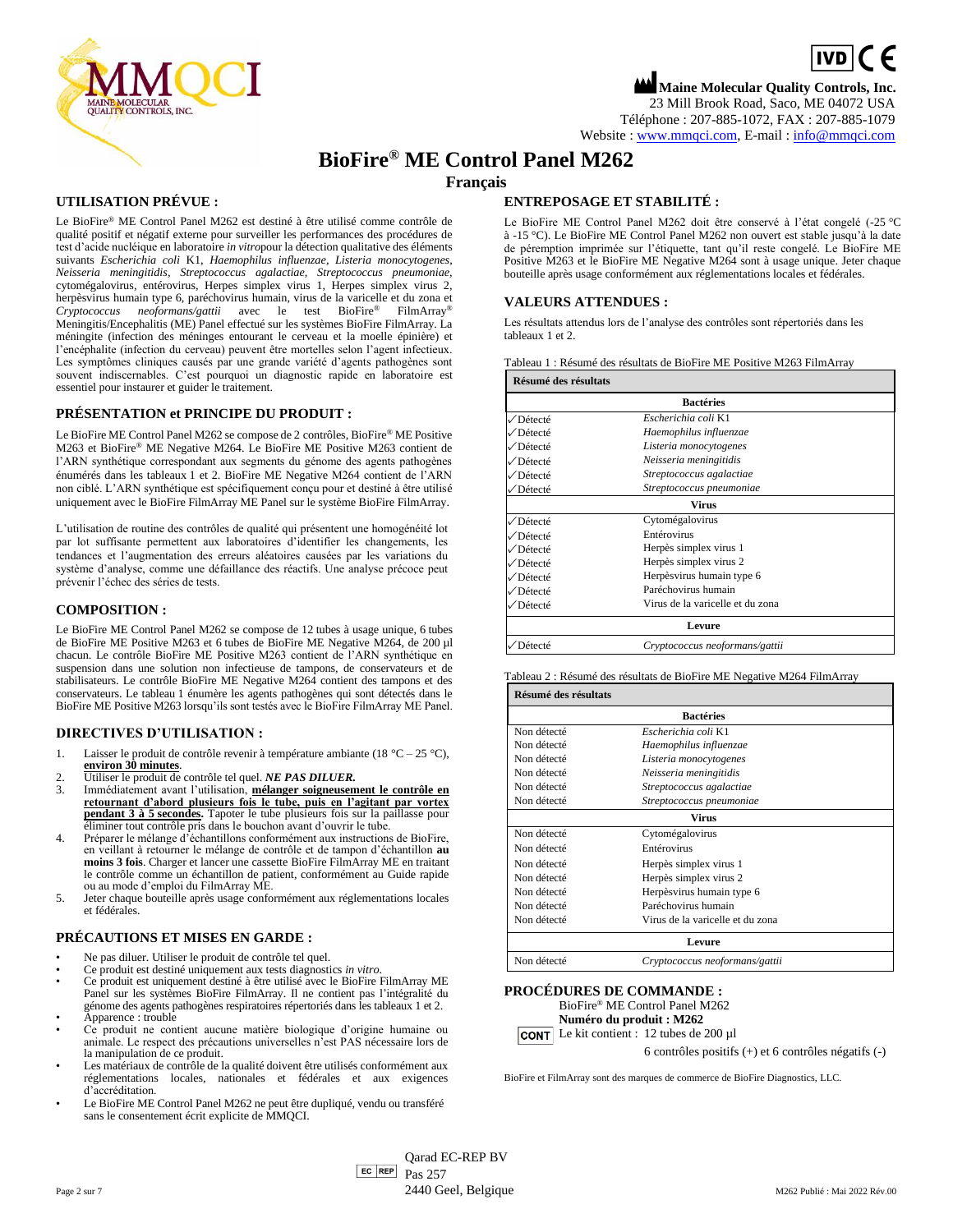Maine Molecular Quality Controls, Inc.
23 Mill Brook Road, Saco, ME 04072 USA
Téléphone : 207-885-1072, FAX : 207-885-1079
Website : www.mmqci.com, E-mail : info@mmqci.com

# BioFire® ME Control Panel M262

## Français

## UTILISATION PRÉVUE :

Le BioFire® ME Control Panel M262 est destiné à être utilisé comme contrôle de qualité positif et négatif externe pour surveiller les performances des procédures de test d'acide nucléique en laboratoire *in vitro*pour la détection qualitative des éléments suivants *Escherichia coli* K1, *Haemophilus influenzae*, *Listeria monocytogenes*, *Neisseria meningitidis*, *Streptococcus agalactiae*, *Streptococcus pneumoniae*, cytomégalovirus, entérovirus, Herpes simplex virus 1, Herpes simplex virus 2, herpèsvirus humain type 6, paréchovirus humain, virus de la varicelle et du zona et *Cryptococcus neoformans/gattii* avec le test BioFire® FilmArray® Meningitis/Encephalitis (ME) Panel effectué sur les systèmes BioFire FilmArray. La méningite (infection des méninges entourant le cerveau et la moelle épinière) et l'encéphalite (infection du cerveau) peuvent être mortelles selon l'agent infectieux. Les symptômes cliniques causés par une grande variété d'agents pathogènes sont souvent indiscernables. C'est pourquoi un diagnostic rapide en laboratoire est essentiel pour instaurer et guider le traitement.

## PRÉSENTATION et PRINCIPE DU PRODUIT :

Le BioFire ME Control Panel M262 se compose de 2 contrôles, BioFire® ME Positive M263 et BioFire® ME Negative M264. Le BioFire ME Positive M263 contient de l'ARN synthétique correspondant aux segments du génome des agents pathogènes énumérés dans les tableaux 1 et 2. BioFire ME Negative M264 contient de l'ARN non ciblé. L'ARN synthétique est spécifiquement conçu pour et destiné à être utilisé uniquement avec le BioFire FilmArray ME Panel sur le système BioFire FilmArray.

L'utilisation de routine des contrôles de qualité qui présentent une homogénéité lot par lot suffisante permettent aux laboratoires d'identifier les changements, les tendances et l'augmentation des erreurs aléatoires causées par les variations du système d'analyse, comme une défaillance des réactifs. Une analyse précoce peut prévenir l'échec des séries de tests.

## COMPOSITION :

Le BioFire ME Control Panel M262 se compose de 12 tubes à usage unique, 6 tubes de BioFire ME Positive M263 et 6 tubes de BioFire ME Negative M264, de 200 µl chacun. Le contrôle BioFire ME Positive M263 contient de l'ARN synthétique en suspension dans une solution non infectieuse de tampons, de conservateurs et de stabilisateurs. Le contrôle BioFire ME Negative M264 contient des tampons et des conservateurs. Le tableau 1 énumère les agents pathogènes qui sont détectés dans le BioFire ME Positive M263 lorsqu'ils sont testés avec le BioFire FilmArray ME Panel.

## DIRECTIVES D'UTILISATION :

1. Laisser le produit de contrôle revenir à température ambiante (18 °C – 25 °C), **environ 30 minutes**.
2. Utiliser le produit de contrôle tel quel. ***NE PAS DILUER.***
3. Immédiatement avant l'utilisation, **mélanger soigneusement le contrôle en retournant d'abord plusieurs fois le tube, puis en l'agitant par vortex pendant 3 à 5 secondes.** Tapoter le tube plusieurs fois sur la paillasse pour éliminer tout contrôle pris dans le bouchon avant d'ouvrir le tube.
4. Préparer le mélange d'échantillons conformément aux instructions de BioFire, en veillant à retourner le mélange de contrôle et de tampon d'échantillon **au moins 3 fois**. Charger et lancer une cassette BioFire FilmArray ME en traitant le contrôle comme un échantillon de patient, conformément au Guide rapide ou au mode d'emploi du FilmArray ME.
5. Jeter chaque bouteille après usage conformément aux réglementations locales et fédérales.

## PRÉCAUTIONS ET MISES EN GARDE :

- Ne pas diluer. Utiliser le produit de contrôle tel quel.
- Ce produit est destiné uniquement aux tests diagnostics *in vitro.*
- Ce produit est uniquement destiné à être utilisé avec le BioFire FilmArray ME Panel sur les systèmes BioFire FilmArray. Il ne contient pas l'intégralité du génome des agents pathogènes respiratoires répertoriés dans les tableaux 1 et 2.
- Apparence : trouble
- Ce produit ne contient aucune matière biologique d'origine humaine ou animale. Le respect des précautions universelles n'est PAS nécessaire lors de la manipulation de ce produit.
- Les matériaux de contrôle de la qualité doivent être utilisés conformément aux réglementations locales, nationales et fédérales et aux exigences d'accréditation.
- Le BioFire ME Control Panel M262 ne peut être dupliqué, vendu ou transféré sans le consentement écrit explicite de MMQCI.

## ENTREPOSAGE ET STABILITÉ :

Le BioFire ME Control Panel M262 doit être conservé à l'état congelé (-25 °C à -15 °C). Le BioFire ME Control Panel M262 non ouvert est stable jusqu'à la date de péremption imprimée sur l'étiquette, tant qu'il reste congelé. Le BioFire ME Positive M263 et le BioFire ME Negative M264 sont à usage unique. Jeter chaque bouteille après usage conformément aux réglementations locales et fédérales.

## VALEURS ATTENDUES :

Les résultats attendus lors de l'analyse des contrôles sont répertoriés dans les tableaux 1 et 2.

Tableau 1 : Résumé des résultats de BioFire ME Positive M263 FilmArray

| Résumé des résultats | |
|---|---|
| **Bactéries** | |
| ✓Détecté | *Escherichia coli* K1 |
| ✓Détecté | *Haemophilus influenzae* |
| ✓Détecté | *Listeria monocytogenes* |
| ✓Détecté | *Neisseria meningitidis* |
| ✓Détecté | *Streptococcus agalactiae* |
| ✓Détecté | *Streptococcus pneumoniae* |
| **Virus** | |
| ✓Détecté | Cytomégalovirus |
| ✓Détecté | Entérovirus |
| ✓Détecté | Herpès simplex virus 1 |
| ✓Détecté | Herpès simplex virus 2 |
| ✓Détecté | Herpèsvirus humain type 6 |
| ✓Détecté | Paréchovirus humain |
| ✓Détecté | Virus de la varicelle et du zona |
| **Levure** | |
| ✓Détecté | *Cryptococcus neoformans/gattii* |

Tableau 2 : Résumé des résultats de BioFire ME Negative M264 FilmArray

| Résumé des résultats | |
|---|---|
| **Bactéries** | |
| Non détecté | *Escherichia coli* K1 |
| Non détecté | *Haemophilus influenzae* |
| Non détecté | *Listeria monocytogenes* |
| Non détecté | *Neisseria meningitidis* |
| Non détecté | *Streptococcus agalactiae* |
| Non détecté | *Streptococcus pneumoniae* |
| **Virus** | |
| Non détecté | Cytomégalovirus |
| Non détecté | Entérovirus |
| Non détecté | Herpès simplex virus 1 |
| Non détecté | Herpès simplex virus 2 |
| Non détecté | Herpèsvirus humain type 6 |
| Non détecté | Paréchovirus humain |
| Non détecté | Virus de la varicelle et du zona |
| **Levure** | |
| Non détecté | *Cryptococcus neoformans/gattii* |

## PROCÉDURES DE COMMANDE :

BioFire® ME Control Panel M262
**Numéro du produit : M262**
CONT Le kit contient : 12 tubes de 200 µl
6 contrôles positifs (+) et 6 contrôles négatifs (-)

BioFire et FilmArray sont des marques de commerce de BioFire Diagnostics, LLC.

EC REP Qarad EC-REP BV
Pas 257
2440 Geel, Belgique

M262 Publié : Mai 2022 Rév.00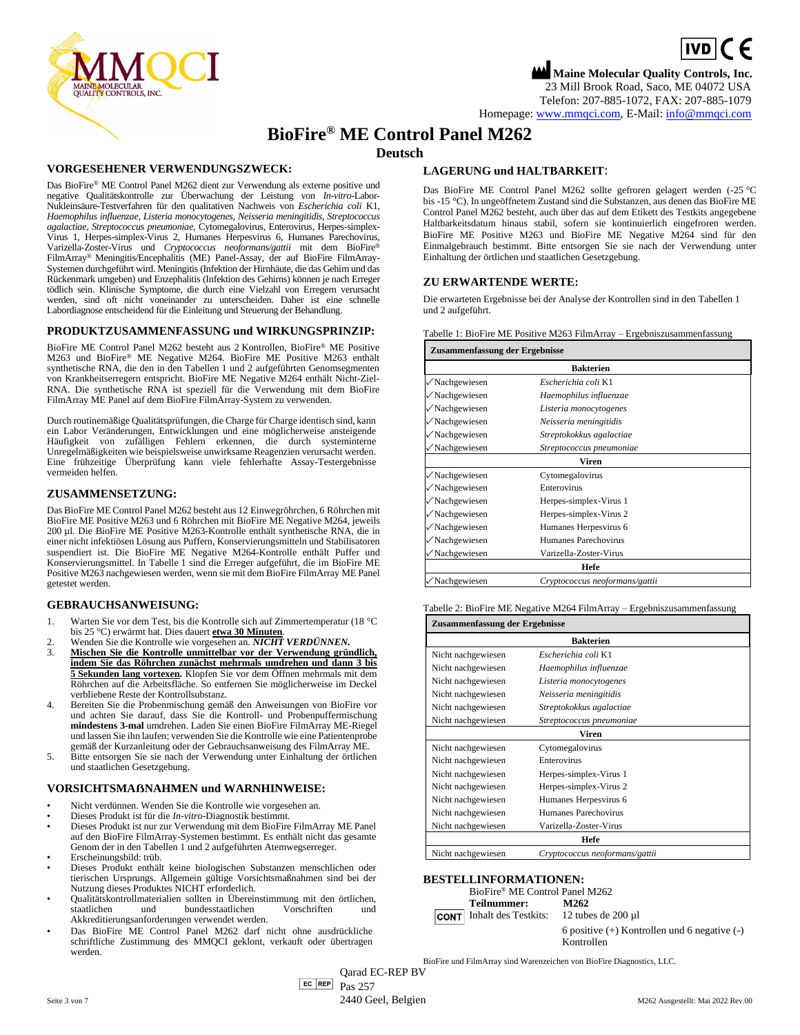Maine Molecular Quality Controls, Inc.
23 Mill Brook Road, Saco, ME 04072 USA
Telefon: 207-885-1072, FAX: 207-885-1079
Homepage: www.mmqci.com, E-Mail: info@mmqci.com

# BioFire® ME Control Panel M262

## Deutsch

### VORGESEHENER VERWENDUNGSZWECK:

Das BioFire® ME Control Panel M262 dient zur Verwendung als externe positive und negative Qualitätskontrolle zur Überwachung der Leistung von *In-vitro*-Labor-Nukleinsäure-Testverfahren für den qualitativen Nachweis von *Escherichia coli* K1, *Haemophilus influenzae, Listeria monocytogenes, Neisseria meningitidis, Streptococcus agalactiae, Streptococcus pneumoniae,* Cytomegalovirus, Enterovirus, Herpes-simplex-Virus 1, Herpes-simplex-Virus 2, Humanes Herpesvirus 6, Humanes Parechovirus, Varizella-Zoster-Virus und *Cryptococcus neoformans/gattii* mit dem BioFire® FilmArray® Meningitis/Encephalitis (ME) Panel-Assay, der auf BioFire FilmArray-Systemen durchgeführt wird. Meningitis (Infektion der Hirnhäute, die das Gehirn und das Rückenmark umgeben) und Enzephalitis (Infektion des Gehirns) können je nach Erreger tödlich sein. Klinische Symptome, die durch eine Vielzahl von Erregern verursacht werden, sind oft nicht voneinander zu unterscheiden. Daher ist eine schnelle Labordiagnose entscheidend für die Einleitung und Steuerung der Behandlung.

### PRODUKTZUSAMMENFASSUNG und WIRKUNGSPRINZIP:

BioFire ME Control Panel M262 besteht aus 2 Kontrollen, BioFire® ME Positive M263 und BioFire® ME Negative M264. BioFire ME Positive M263 enthält synthetische RNA, die den in den Tabellen 1 und 2 aufgeführten Genomsegmenten von Krankheitserregern entspricht. BioFire ME Negative M264 enthält Nicht-Ziel-RNA. Die synthetische RNA ist speziell für die Verwendung mit dem BioFire FilmArray ME Panel auf dem BioFire FilmArray-System zu verwenden.

Durch routinemäßige Qualitätsprüfungen, die Charge für Charge identisch sind, kann ein Labor Veränderungen, Entwicklungen und eine möglicherweise ansteigende Häufigkeit von zufälligen Fehlern erkennen, die durch systeminterne Unregelmäßigkeiten wie beispielsweise unwirksame Reagenzien verursacht werden. Eine frühzeitige Überprüfung kann viele fehlerhafte Assay-Testergebnisse vermeiden helfen.

### ZUSAMMENSETZUNG:

Das BioFire ME Control Panel M262 besteht aus 12 Einwegröhrchen, 6 Röhrchen mit BioFire ME Positive M263 und 6 Röhrchen mit BioFire ME Negative M264, jeweils 200 µl. Die BioFire ME Positive M263-Kontrolle enthält synthetische RNA, die in einer nicht infektiösen Lösung aus Puffern, Konservierungsmitteln und Stabilisatoren suspendiert ist. Die BioFire ME Negative M264-Kontrolle enthält Puffer und Konservierungsmittel. In Tabelle 1 sind die Erreger aufgeführt, die im BioFire ME Positive M263 nachgewiesen werden, wenn sie mit dem BioFire FilmArray ME Panel getestet werden.

### GEBRAUCHSANWEISUNG:

1. Warten Sie vor dem Test, bis die Kontrolle sich auf Zimmertemperatur (18 °C bis 25 °C) erwärmt hat. Dies dauert **etwa 30 Minuten**.
2. Wenden Sie die Kontrolle wie vorgesehen an. ***NICHT VERDÜNNEN.***
3. **Mischen Sie die Kontrolle unmittelbar vor der Verwendung gründlich, indem Sie das Röhrchen zunächst mehrmals umdrehen und dann 3 bis 5 Sekunden lang vortexen.** Klopfen Sie vor dem Öffnen mehrmals mit dem Röhrchen auf die Arbeitsfläche. So entfernen Sie möglicherweise im Deckel verbliebene Reste der Kontrollsubstanz.
4. Bereiten Sie die Probenmischung gemäß den Anweisungen von BioFire vor und achten Sie darauf, dass Sie die Kontroll- und Probenpuffermischung **mindestens 3-mal** umdrehen. Laden Sie einen BioFire FilmArray ME-Riegel und lassen Sie ihn laufen; verwenden Sie die Kontrolle wie eine Patientenprobe gemäß der Kurzanleitung oder der Gebrauchsanweisung des FilmArray ME.
5. Bitte entsorgen Sie sie nach der Verwendung unter Einhaltung der örtlichen und staatlichen Gesetzgebung.

### VORSICHTSMAßNAHMEN und WARNHINWEISE:

- Nicht verdünnen. Wenden Sie die Kontrolle wie vorgesehen an.
- Dieses Produkt ist für die *In-vitro*-Diagnostik bestimmt.
- Dieses Produkt ist nur zur Verwendung mit dem BioFire FilmArray ME Panel auf den BioFire FilmArray-Systemen bestimmt. Es enthält nicht das gesamte Genom der in den Tabellen 1 und 2 aufgeführten Atemwegserreger.
- Erscheinungsbild: trüb.
- Dieses Produkt enthält keine biologischen Substanzen menschlichen oder tierischen Ursprungs. Allgemein gültige Vorsichtsmaßnahmen sind bei der Nutzung dieses Produktes NICHT erforderlich.
- Qualitätskontrollmaterialien sollten in Übereinstimmung mit den örtlichen, staatlichen und bundesstaatlichen Vorschriften und Akkreditierungsanforderungen verwendet werden.
- Das BioFire ME Control Panel M262 darf nicht ohne ausdrückliche schriftliche Zustimmung des MMQCI geklont, verkauft oder übertragen werden.

### LAGERUNG und HALTBARKEIT:

Das BioFire ME Control Panel M262 sollte gefroren gelagert werden (-25 °C bis -15 °C). In ungeöffnetem Zustand sind die Substanzen, aus denen das BioFire ME Control Panel M262 besteht, auch über das auf dem Etikett des Testkits angegebene Haltbarkeitsdatum hinaus stabil, sofern sie kontinuierlich eingefroren werden. BioFire ME Positive M263 und BioFire ME Negative M264 sind für den Einmalgebrauch bestimmt. Bitte entsorgen Sie sie nach der Verwendung unter Einhaltung der örtlichen und staatlichen Gesetzgebung.

### ZU ERWARTENDE WERTE:

Die erwarteten Ergebnisse bei der Analyse der Kontrollen sind in den Tabellen 1 und 2 aufgeführt.

Tabelle 1: BioFire ME Positive M263 FilmArray – Ergebniszusammenfassung

| Zusammenfassung der Ergebnisse | |
|---|---|
| **Bakterien** | |
| ✓Nachgewiesen | *Escherichia coli* K1 |
| ✓Nachgewiesen | *Haemophilus influenzae* |
| ✓Nachgewiesen | *Listeria monocytogenes* |
| ✓Nachgewiesen | *Neisseria meningitidis* |
| ✓Nachgewiesen | *Streptokokkus agalactiae* |
| ✓Nachgewiesen | *Streptococcus pneumoniae* |
| **Viren** | |
| ✓Nachgewiesen | Cytomegalovirus |
| ✓Nachgewiesen | Enterovirus |
| ✓Nachgewiesen | Herpes-simplex-Virus 1 |
| ✓Nachgewiesen | Herpes-simplex-Virus 2 |
| ✓Nachgewiesen | Humanes Herpesvirus 6 |
| ✓Nachgewiesen | Humanes Parechovirus |
| ✓Nachgewiesen | Varizella-Zoster-Virus |
| **Hefe** | |
| ✓Nachgewiesen | *Cryptococcus neoformans/gattii* |

Tabelle 2: BioFire ME Negative M264 FilmArray – Ergebniszusammenfassung

| Zusammenfassung der Ergebnisse | |
|---|---|
| **Bakterien** | |
| Nicht nachgewiesen | *Escherichia coli* K1 |
| Nicht nachgewiesen | *Haemophilus influenzae* |
| Nicht nachgewiesen | *Listeria monocytogenes* |
| Nicht nachgewiesen | *Neisseria meningitidis* |
| Nicht nachgewiesen | *Streptokokkus agalactiae* |
| Nicht nachgewiesen | *Streptococcus pneumoniae* |
| **Viren** | |
| Nicht nachgewiesen | Cytomegalovirus |
| Nicht nachgewiesen | Enterovirus |
| Nicht nachgewiesen | Herpes-simplex-Virus 1 |
| Nicht nachgewiesen | Herpes-simplex-Virus 2 |
| Nicht nachgewiesen | Humanes Herpesvirus 6 |
| Nicht nachgewiesen | Humanes Parechovirus |
| Nicht nachgewiesen | Varizella-Zoster-Virus |
| **Hefe** | |
| Nicht nachgewiesen | *Cryptococcus neoformans/gattii* |

### BESTELLINFORMATIONEN:

BioFire® ME Control Panel M262

| | | |
|---|---|---|
| | **Teilnummer:** | **M262** |
| CONT | Inhalt des Testkits: | 12 tubes de 200 µl |
| | | 6 positive (+) Kontrollen und 6 negative (-) Kontrollen |

BioFire und FilmArray sind Warenzeichen von BioFire Diagnostics, LLC.

EC REP Qarad EC-REP BV
Pas 257
2440 Geel, Belgien

M262 Ausgestellt: Mai 2022 Rev.00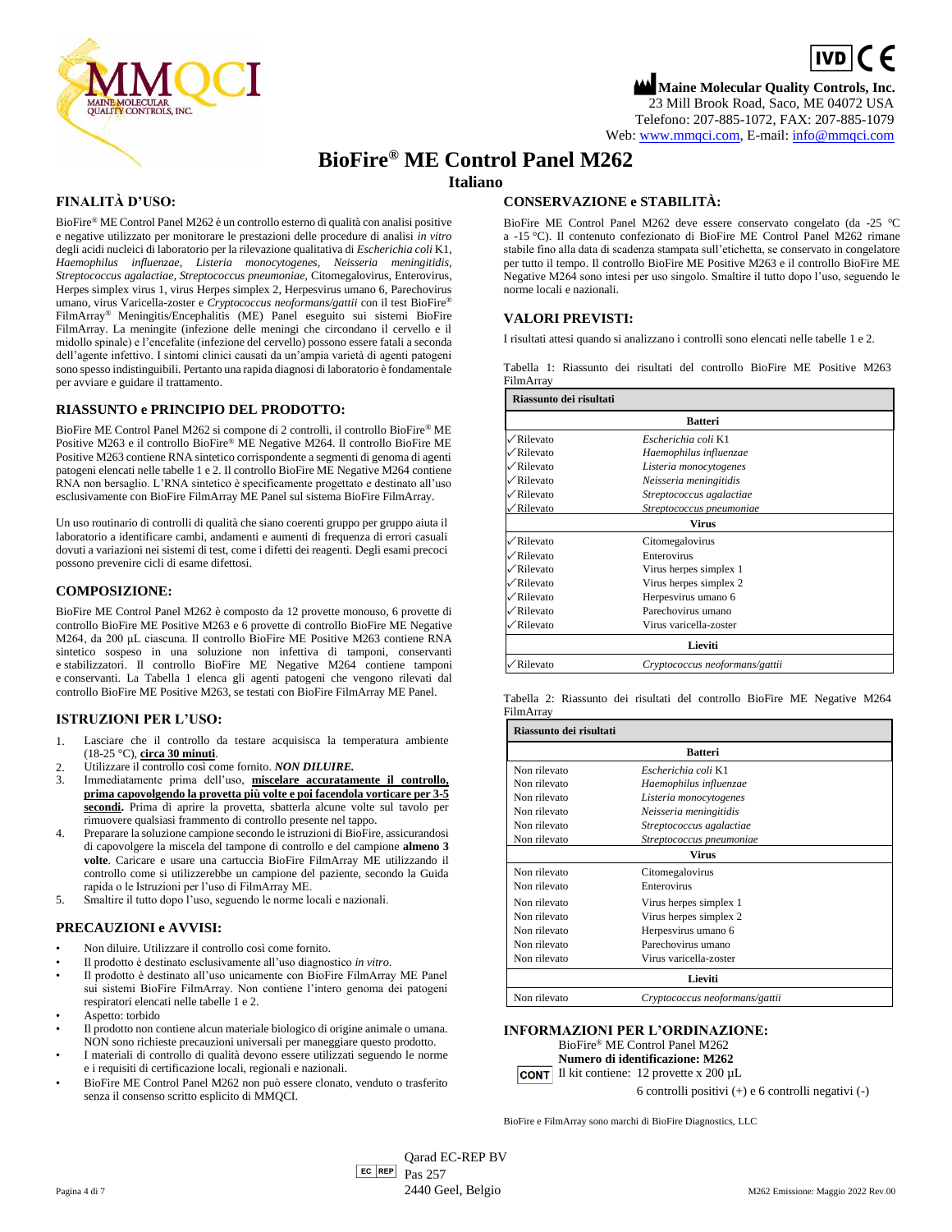IVD CE

**Maine Molecular Quality Controls, Inc.**
23 Mill Brook Road, Saco, ME 04072 USA
Telefono: 207-885-1072, FAX: 207-885-1079
Web: www.mmqci.com, E-mail: info@mmqci.com

# BioFire® ME Control Panel M262

## Italiano

## FINALITÀ D'USO:

BioFire® ME Control Panel M262 è un controllo esterno di qualità con analisi positive e negative utilizzato per monitorare le prestazioni delle procedure di analisi *in vitro* degli acidi nucleici di laboratorio per la rilevazione qualitativa di *Escherichia coli* K1, *Haemophilus influenzae*, *Listeria monocytogenes*, *Neisseria meningitidis*, *Streptococcus agalactiae*, *Streptococcus pneumoniae*, Citomegalovirus, Enterovirus, Herpes simplex virus 1, virus Herpes simplex 2, Herpesvirus umano 6, Parechovirus umano, virus Varicella-zoster e *Cryptococcus neoformans/gattii* con il test BioFire® FilmArray® Meningitis/Encephalitis (ME) Panel eseguito sui sistemi BioFire FilmArray. La meningite (infezione delle meningi che circondano il cervello e il midollo spinale) e l'encefalite (infezione del cervello) possono essere fatali a seconda dell'agente infettivo. I sintomi clinici causati da un'ampia varietà di agenti patogeni sono spesso indistinguibili. Pertanto una rapida diagnosi di laboratorio è fondamentale per avviare e guidare il trattamento.

## RIASSUNTO e PRINCIPIO DEL PRODOTTO:

BioFire ME Control Panel M262 si compone di 2 controlli, il controllo BioFire® ME Positive M263 e il controllo BioFire® ME Negative M264. Il controllo BioFire ME Positive M263 contiene RNA sintetico corrispondente a segmenti di genoma di agenti patogeni elencati nelle tabelle 1 e 2. Il controllo BioFire ME Negative M264 contiene RNA non bersaglio. L'RNA sintetico è specificamente progettato e destinato all'uso esclusivamente con BioFire FilmArray ME Panel sul sistema BioFire FilmArray.

Un uso routinario di controlli di qualità che siano coerenti gruppo per gruppo aiuta il laboratorio a identificare cambi, andamenti e aumenti di frequenza di errori casuali dovuti a variazioni nei sistemi di test, come i difetti dei reagenti. Degli esami precoci possono prevenire cicli di esame difettosi.

## COMPOSIZIONE:

BioFire ME Control Panel M262 è composto da 12 provette monouso, 6 provette di controllo BioFire ME Positive M263 e 6 provette di controllo BioFire ME Negative M264, da 200 µL ciascuna. Il controllo BioFire ME Positive M263 contiene RNA sintetico sospeso in una soluzione non infettiva di tamponi, conservanti e stabilizzatori. Il controllo BioFire ME Negative M264 contiene tamponi e conservanti. La Tabella 1 elenca gli agenti patogeni che vengono rilevati dal controllo BioFire ME Positive M263, se testati con BioFire FilmArray ME Panel.

## ISTRUZIONI PER L'USO:

1. Lasciare che il controllo da testare acquisisca la temperatura ambiente (18-25 °C), **circa 30 minuti**.
2. Utilizzare il controllo così come fornito. ***NON DILUIRE.***
3. Immediatamente prima dell'uso, **miscelare accuratamente il controllo, prima capovolgendo la provetta più volte e poi facendola vorticare per 3-5 secondi.** Prima di aprire la provetta, sbatterla alcune volte sul tavolo per rimuovere qualsiasi frammento di controllo presente nel tappo.
4. Preparare la soluzione campione secondo le istruzioni di BioFire, assicurandosi di capovolgere la miscela del tampone di controllo e del campione **almeno 3 volte**. Caricare e usare una cartuccia BioFire FilmArray ME utilizzando il controllo come si utilizzerebbe un campione del paziente, secondo la Guida rapida o le Istruzioni per l'uso di FilmArray ME.
5. Smaltire il tutto dopo l'uso, seguendo le norme locali e nazionali.

## PRECAUZIONI e AVVISI:

- Non diluire. Utilizzare il controllo così come fornito.
- Il prodotto è destinato esclusivamente all'uso diagnostico *in vitro*.
- Il prodotto è destinato all'uso unicamente con BioFire FilmArray ME Panel sui sistemi BioFire FilmArray. Non contiene l'intero genoma dei patogeni respiratori elencati nelle tabelle 1 e 2.
- Aspetto: torbido
- Il prodotto non contiene alcun materiale biologico di origine animale o umana. NON sono richieste precauzioni universali per maneggiare questo prodotto.
- I materiali di controllo di qualità devono essere utilizzati seguendo le norme e i requisiti di certificazione locali, regionali e nazionali.
- BioFire ME Control Panel M262 non può essere clonato, venduto o trasferito senza il consenso scritto esplicito di MMQCI.

## CONSERVAZIONE e STABILITÀ:

BioFire ME Control Panel M262 deve essere conservato congelato (da -25 °C a -15 °C). Il contenuto confezionato di BioFire ME Control Panel M262 rimane stabile fino alla data di scadenza stampata sull'etichetta, se conservato in congelatore per tutto il tempo. Il controllo BioFire ME Positive M263 e il controllo BioFire ME Negative M264 sono intesi per uso singolo. Smaltire il tutto dopo l'uso, seguendo le norme locali e nazionali.

## VALORI PREVISTI:

I risultati attesi quando si analizzano i controlli sono elencati nelle tabelle 1 e 2.

Tabella 1: Riassunto dei risultati del controllo BioFire ME Positive M263 FilmArray

| Riassunto dei risultati | |
|---|---|
| | **Batteri** |
| ✓Rilevato | *Escherichia coli* K1 |
| ✓Rilevato | *Haemophilus influenzae* |
| ✓Rilevato | *Listeria monocytogenes* |
| ✓Rilevato | *Neisseria meningitidis* |
| ✓Rilevato | *Streptococcus agalactiae* |
| ✓Rilevato | *Streptococcus pneumoniae* |
| | **Virus** |
| ✓Rilevato | Citomegalovirus |
| ✓Rilevato | Enterovirus |
| ✓Rilevato | Virus herpes simplex 1 |
| ✓Rilevato | Virus herpes simplex 2 |
| ✓Rilevato | Herpesvirus umano 6 |
| ✓Rilevato | Parechovirus umano |
| ✓Rilevato | Virus varicella-zoster |
| | **Lieviti** |
| ✓Rilevato | *Cryptococcus neoformans/gattii* |

Tabella 2: Riassunto dei risultati del controllo BioFire ME Negative M264 FilmArray

| Riassunto dei risultati | |
|---|---|
| | **Batteri** |
| Non rilevato | *Escherichia coli* K1 |
| Non rilevato | *Haemophilus influenzae* |
| Non rilevato | *Listeria monocytogenes* |
| Non rilevato | *Neisseria meningitidis* |
| Non rilevato | *Streptococcus agalactiae* |
| Non rilevato | *Streptococcus pneumoniae* |
| | **Virus** |
| Non rilevato | Citomegalovirus |
| Non rilevato | Enterovirus |
| Non rilevato | Virus herpes simplex 1 |
| Non rilevato | Virus herpes simplex 2 |
| Non rilevato | Herpesvirus umano 6 |
| Non rilevato | Parechovirus umano |
| Non rilevato | Virus varicella-zoster |
| | **Lieviti** |
| Non rilevato | *Cryptococcus neoformans/gattii* |

## INFORMAZIONI PER L'ORDINAZIONE:

BioFire® ME Control Panel M262
**Numero di identificazione: M262**
CONT Il kit contiene: 12 provette x 200 µL
6 controlli positivi (+) e 6 controlli negativi (-)

BioFire e FilmArray sono marchi di BioFire Diagnostics, LLC

EC REP Qarad EC-REP BV
Pas 257
2440 Geel, Belgio

M262 Emissione: Maggio 2022 Rev.00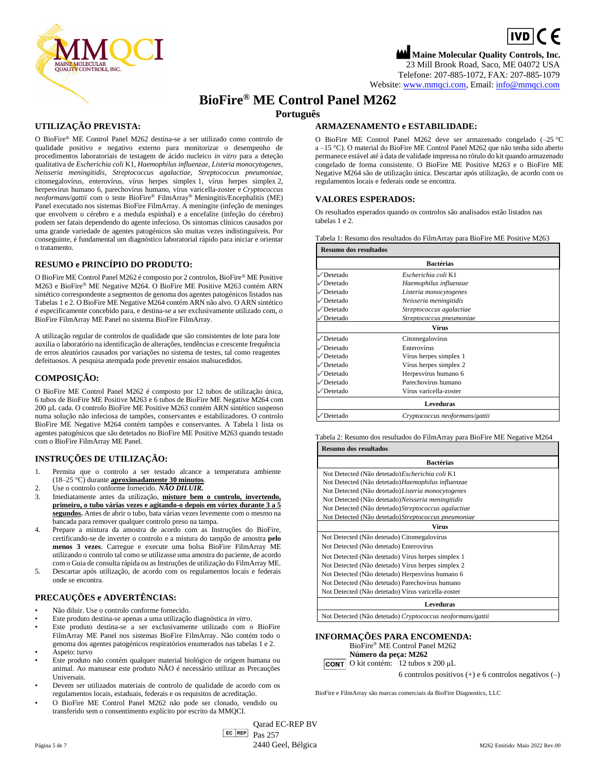IVD CE

**Maine Molecular Quality Controls, Inc.**
23 Mill Brook Road, Saco, ME 04072 USA
Telefone: 207-885-1072, FAX: 207-885-1079
Website: www.mmqci.com, Email: info@mmqci.com

# BioFire® ME Control Panel M262

**Português**

## UTILIZAÇÃO PREVISTA:

O BioFire® ME Control Panel M262 destina-se a ser utilizado como controlo de qualidade positivo e negativo externo para monitorizar o desempenho de procedimentos laboratoriais de testagem de ácido nucleico *in vitro* para a deteção qualitativa de *Escherichia coli* K1, *Haemophilus influenzae*, *Listeria monocytogenes*, *Neisseria meningitidis*, *Streptococcus agalactiae*, *Streptococcus pneumoniae*, citomegalovírus, enterovírus, vírus herpes simplex 1, vírus herpes simplex 2, herpesvírus humano 6, parechovírus humano, vírus varicella-zoster e *Cryptococcus neoformans/gattii* com o teste BioFire® FilmArray® Meningitis/Encephalitis (ME) Panel executado nos sistemas BioFire FilmArray. A meningite (infeção de meninges que envolvem o cérebro e a medula espinhal) e a encefalite (infeção do cérebro) podem ser fatais dependendo do agente infecioso. Os sintomas clínicos causados por uma grande variedade de agentes patogénicos são muitas vezes indistinguíveis. Por conseguinte, é fundamental um diagnóstico laboratorial rápido para iniciar e orientar o tratamento.

## RESUMO e PRINCÍPIO DO PRODUTO:

O BioFire ME Control Panel M262 é composto por 2 controlos, BioFire® ME Positive M263 e BioFire® ME Negative M264. O BioFire ME Positive M263 contém ARN sintético correspondente a segmentos de genoma dos agentes patogénicos listados nas Tabelas 1 e 2. O BioFire ME Negative M264 contém ARN não alvo. O ARN sintético é especificamente concebido para, e destina-se a ser exclusivamente utilizado com, o BioFire FilmArray ME Panel no sistema BioFire FilmArray.

A utilização regular de controlos de qualidade que são consistentes de lote para lote auxilia o laboratório na identificação de alterações, tendências e crescente frequência de erros aleatórios causados por variações no sistema de testes, tal como reagentes defeituosos. A pesquisa atempada pode prevenir ensaios malsucedidos.

## COMPOSIÇÃO:

O BioFire ME Control Panel M262 é composto por 12 tubos de utilização única, 6 tubos de BioFire ME Positive M263 e 6 tubos de BioFire ME Negative M264 com 200 µL cada. O controlo BioFire ME Positive M263 contém ARN sintético suspenso numa solução não infeciosa de tampões, conservantes e estabilizadores. O controlo BioFire ME Negative M264 contém tampões e conservantes. A Tabela 1 lista os agentes patogénicos que são detetados no BioFire ME Positive M263 quando testado com o BioFire FilmArray ME Panel.

## INSTRUÇÕES DE UTILIZAÇÃO:

1. Permita que o controlo a ser testado alcance a temperatura ambiente (18–25 °C) durante **aproximadamente 30 minutos**.
2. Use o controlo conforme fornecido. ***NÃO DILUIR.***
3. Imediatamente antes da utilização, **misture bem o controlo, invertendo, primeiro, o tubo várias vezes e agitando-o depois em vórtex durante 3 a 5 segundos**. Antes de abrir o tubo, bata várias vezes levemente com o mesmo na bancada para remover qualquer controlo preso na tampa.
4. Prepare a mistura da amostra de acordo com as Instruções do BioFire, certificando-se de inverter o controlo e a mistura do tampão de amostra **pelo menos 3 vezes**. Carregue e execute uma bolsa BioFire FilmArray ME utilizando o controlo tal como se utilizasse uma amostra do paciente, de acordo com o Guia de consulta rápida ou as Instruções de utilização do FilmArray ME.
5. Descartar após utilização, de acordo com os regulamentos locais e federais onde se encontra.

## PRECAUÇÕES e ADVERTÊNCIAS:

- Não diluir. Use o controlo conforme fornecido.
- Este produto destina-se apenas a uma utilização diagnóstica *in vitro*.
- Este produto destina-se a ser exclusivamente utilizado com o BioFire FilmArray ME Panel nos sistemas BioFire FilmArray. Não contém todo o genoma dos agentes patogénicos respiratórios enumerados nas tabelas 1 e 2.
- Aspeto: turvo
- Este produto não contém qualquer material biológico de origem humana ou animal. Ao manusear este produto NÃO é necessário utilizar as Precauções Universais.
- Devem ser utilizados materiais de controlo de qualidade de acordo com os regulamentos locais, estaduais, federais e os requisitos de acreditação.
- O BioFire ME Control Panel M262 não pode ser clonado, vendido ou transferido sem o consentimento explícito por escrito da MMQCI.

## ARMAZENAMENTO e ESTABILIDADE:

O BioFire ME Control Panel M262 deve ser armazenado congelado (–25 °C a –15 °C). O material do BioFire ME Control Panel M262 que não tenha sido aberto permanece estável até à data de validade impressa no rótulo do kit quando armazenado congelado de forma consistente. O BioFire ME Positive M263 e o BioFire ME Negative M264 são de utilização única. Descartar após utilização, de acordo com os regulamentos locais e federais onde se encontra.

## VALORES ESPERADOS:

Os resultados esperados quando os controlos são analisados estão listados nas tabelas 1 e 2.

Tabela 1: Resumo dos resultados do FilmArray para BioFire ME Positive M263

| Resumo dos resultados | |
|---|---|
| **Bactérias** | |
| ✓Detetado | *Escherichia coli* K1 |
| ✓Detetado | *Haemophilus influenzae* |
| ✓Detetado | *Listeria monocytogenes* |
| ✓Detetado | *Neisseria meningitidis* |
| ✓Detetado | *Streptococcus agalactiae* |
| ✓Detetado | *Streptococcus pneumoniae* |
| **Vírus** | |
| ✓Detetado | Citomegalovírus |
| ✓Detetado | Enterovírus |
| ✓Detetado | Vírus herpes simplex 1 |
| ✓Detetado | Vírus herpes simplex 2 |
| ✓Detetado | Herpesvírus humano 6 |
| ✓Detetado | Parechovírus humano |
| ✓Detetado | Vírus varicella-zoster |
| **Leveduras** | |
| ✓Detetado | *Cryptococcus neoformans/gattii* |

Tabela 2: Resumo dos resultados do FilmArray para BioFire ME Negative M264

| Resumo dos resultados | |
|---|---|
| **Bactérias** | |
| Not Detected (Não detetado) | *Escherichia coli* K1 |
| Not Detected (Não detetado) | *Haemophilus influenzae* |
| Not Detected (Não detetado) | *Listeria monocytogenes* |
| Not Detected (Não detetado) | *Neisseria meningitidis* |
| Not Detected (Não detetado) | *Streptococcus agalactiae* |
| Not Detected (Não detetado) | *Streptococcus pneumoniae* |
| **Vírus** | |
| Not Detected (Não detetado) | Citomegalovírus |
| Not Detected (Não detetado) | Enterovírus |
| Not Detected (Não detetado) | Vírus herpes simplex 1 |
| Not Detected (Não detetado) | Vírus herpes simplex 2 |
| Not Detected (Não detetado) | Herpesvírus humano 6 |
| Not Detected (Não detetado) | Parechovírus humano |
| Not Detected (Não detetado) | Vírus varicella-zoster |
| **Leveduras** | |
| Not Detected (Não detetado) | *Cryptococcus neoformans/gattii* |

## INFORMAÇÕES PARA ENCOMENDA:

BioFire® ME Control Panel M262
**Número da peça: M262**
CONT O kit contém: 12 tubos x 200 µL
6 controlos positivos (+) e 6 controlos negativos (–)

BioFire e FilmArray são marcas comerciais da BioFire Diagnostics, LLC

EC REP Qarad EC-REP BV
Pas 257
2440 Geel, Bélgica

M262 Emitido: Maio 2022 Rev.00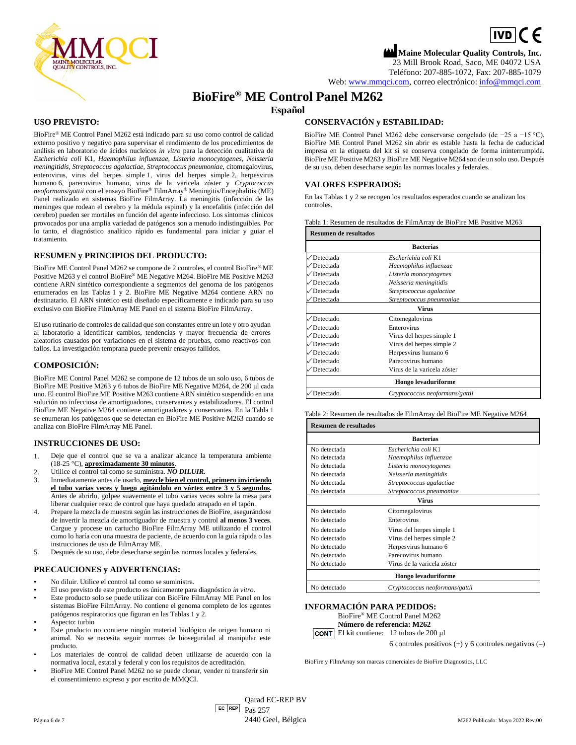IVD CE

**Maine Molecular Quality Controls, Inc.**
23 Mill Brook Road, Saco, ME 04072 USA
Teléfono: 207-885-1072, Fax: 207-885-1079
Web: www.mmqci.com, correo electrónico: info@mmqci.com

# BioFire® ME Control Panel M262

## Español

## USO PREVISTO:

BioFire® ME Control Panel M262 está indicado para su uso como control de calidad externo positivo y negativo para supervisar el rendimiento de los procedimientos de análisis en laboratorio de ácidos nucleicos *in vitro* para la detección cualitativa de *Escherichia coli* K1, *Haemophilus influenzae, Listeria monocytogenes, Neisseria meningitidis, Streptococcus agalactiae, Streptococcus pneumoniae*, citomegalovirus, enterovirus, virus del herpes simple 1, virus del herpes simple 2, herpesvirus humano 6, parecovirus humano, virus de la varicela zóster y *Cryptococcus neoformans/gattii* con el ensayo BioFire® FilmArray® Meningitis/Encephalitis (ME) Panel realizado en sistemas BioFire FilmArray. La meningitis (infección de las meninges que rodean el cerebro y la médula espinal) y la encefalitis (infección del cerebro) pueden ser mortales en función del agente infeccioso. Los síntomas clínicos provocados por una amplia variedad de patógenos son a menudo indistinguibles. Por lo tanto, el diagnóstico analítico rápido es fundamental para iniciar y guiar el tratamiento.

## RESUMEN y PRINCIPIOS DEL PRODUCTO:

BioFire ME Control Panel M262 se compone de 2 controles, el control BioFire® ME Positive M263 y el control BioFire® ME Negative M264. BioFire ME Positive M263 contiene ARN sintético correspondiente a segmentos del genoma de los patógenos enumerados en las Tablas 1 y 2. BioFire ME Negative M264 contiene ARN no destinatario. El ARN sintético está diseñado específicamente e indicado para su uso exclusivo con BioFire FilmArray ME Panel en el sistema BioFire FilmArray.

El uso rutinario de controles de calidad que son constantes entre un lote y otro ayudan al laboratorio a identificar cambios, tendencias y mayor frecuencia de errores aleatorios causados por variaciones en el sistema de pruebas, como reactivos con fallos. La investigación temprana puede prevenir ensayos fallidos.

## COMPOSICIÓN:

BioFire ME Control Panel M262 se compone de 12 tubos de un solo uso, 6 tubos de BioFire ME Positive M263 y 6 tubos de BioFire ME Negative M264, de 200 µl cada uno. El control BioFire ME Positive M263 contiene ARN sintético suspendido en una solución no infecciosa de amortiguadores, conservantes y estabilizadores. El control BioFire ME Negative M264 contiene amortiguadores y conservantes. En la Tabla 1 se enumeran los patógenos que se detectan en BioFire ME Positive M263 cuando se analiza con BioFire FilmArray ME Panel.

## INSTRUCCIONES DE USO:

1. Deje que el control que se va a analizar alcance la temperatura ambiente (18-25 °C), **aproximadamente 30 minutos**.
2. Utilice el control tal como se suministra. ***NO DILUIR.***
3. Inmediatamente antes de usarlo, **mezcle bien el control, primero invirtiendo el tubo varias veces y luego agitándolo en vórtex entre 3 y 5 segundos.** Antes de abrirlo, golpee suavemente el tubo varias veces sobre la mesa para liberar cualquier resto de control que haya quedado atrapado en el tapón.
4. Prepare la mezcla de muestra según las instrucciones de BioFire, asegurándose de invertir la mezcla de amortiguador de muestra y control **al menos 3 veces**. Cargue y procese un cartucho BioFire FilmArray ME utilizando el control como lo haría con una muestra de paciente, de acuerdo con la guía rápida o las instrucciones de uso de FilmArray ME.
5. Después de su uso, debe desecharse según las normas locales y federales.

## PRECAUCIONES y ADVERTENCIAS:

- No diluir. Utilice el control tal como se suministra.
- El uso previsto de este producto es únicamente para diagnóstico *in vitro*.
- Este producto solo se puede utilizar con BioFire FilmArray ME Panel en los sistemas BioFire FilmArray. No contiene el genoma completo de los agentes patógenos respiratorios que figuran en las Tablas 1 y 2.
- Aspecto: turbio
- Este producto no contiene ningún material biológico de origen humano ni animal. No se necesita seguir normas de bioseguridad al manipular este producto.
- Los materiales de control de calidad deben utilizarse de acuerdo con la normativa local, estatal y federal y con los requisitos de acreditación.
- BioFire ME Control Panel M262 no se puede clonar, vender ni transferir sin el consentimiento expreso y por escrito de MMQCI.

## CONSERVACIÓN y ESTABILIDAD:

BioFire ME Control Panel M262 debe conservarse congelado (de −25 a −15 °C). BioFire ME Control Panel M262 sin abrir es estable hasta la fecha de caducidad impresa en la etiqueta del kit si se conserva congelado de forma ininterrumpida. BioFire ME Positive M263 y BioFire ME Negative M264 son de un solo uso. Después de su uso, deben desecharse según las normas locales y federales.

## VALORES ESPERADOS:

En las Tablas 1 y 2 se recogen los resultados esperados cuando se analizan los controles.

Tabla 1: Resumen de resultados de FilmArray de BioFire ME Positive M263

| Resumen de resultados | |
|---|---|
| | **Bacterias** |
| ✓Detectada | *Escherichia coli* K1 |
| ✓Detectada | *Haemophilus influenzae* |
| ✓Detectada | *Listeria monocytogenes* |
| ✓Detectada | *Neisseria meningitidis* |
| ✓Detectada | *Streptococcus agalactiae* |
| ✓Detectada | *Streptococcus pneumoniae* |
| | **Virus** |
| ✓Detectado | Citomegalovirus |
| ✓Detectado | Enterovirus |
| ✓Detectado | Virus del herpes simple 1 |
| ✓Detectado | Virus del herpes simple 2 |
| ✓Detectado | Herpesvirus humano 6 |
| ✓Detectado | Parecovirus humano |
| ✓Detectado | Virus de la varicela zóster |
| | **Hongo levaduriforme** |
| ✓Detectado | *Cryptococcus neoformans/gattii* |

Tabla 2: Resumen de resultados de FilmArray del BioFire ME Negative M264

| Resumen de resultados | |
|---|---|
| | **Bacterias** |
| No detectada | *Escherichia coli* K1 |
| No detectada | *Haemophilus influenzae* |
| No detectada | *Listeria monocytogenes* |
| No detectada | *Neisseria meningitidis* |
| No detectada | *Streptococcus agalactiae* |
| No detectada | *Streptococcus pneumoniae* |
| | **Virus** |
| No detectado | Citomegalovirus |
| No detectado | Enterovirus |
| No detectado | Virus del herpes simple 1 |
| No detectado | Virus del herpes simple 2 |
| No detectado | Herpesvirus humano 6 |
| No detectado | Parecovirus humano |
| No detectado | Virus de la varicela zóster |
| | **Hongo levaduriforme** |
| No detectado | *Cryptococcus neoformans/gattii* |

## INFORMACIÓN PARA PEDIDOS:

BioFire® ME Control Panel M262
**Número de referencia: M262**
CONT El kit contiene: 12 tubos de 200 µl
6 controles positivos (+) y 6 controles negativos (–)

BioFire y FilmArray son marcas comerciales de BioFire Diagnostics, LLC

EC REP Qarad EC-REP BV
Pas 257
2440 Geel, Bélgica

M262 Publicado: Mayo 2022 Rev.00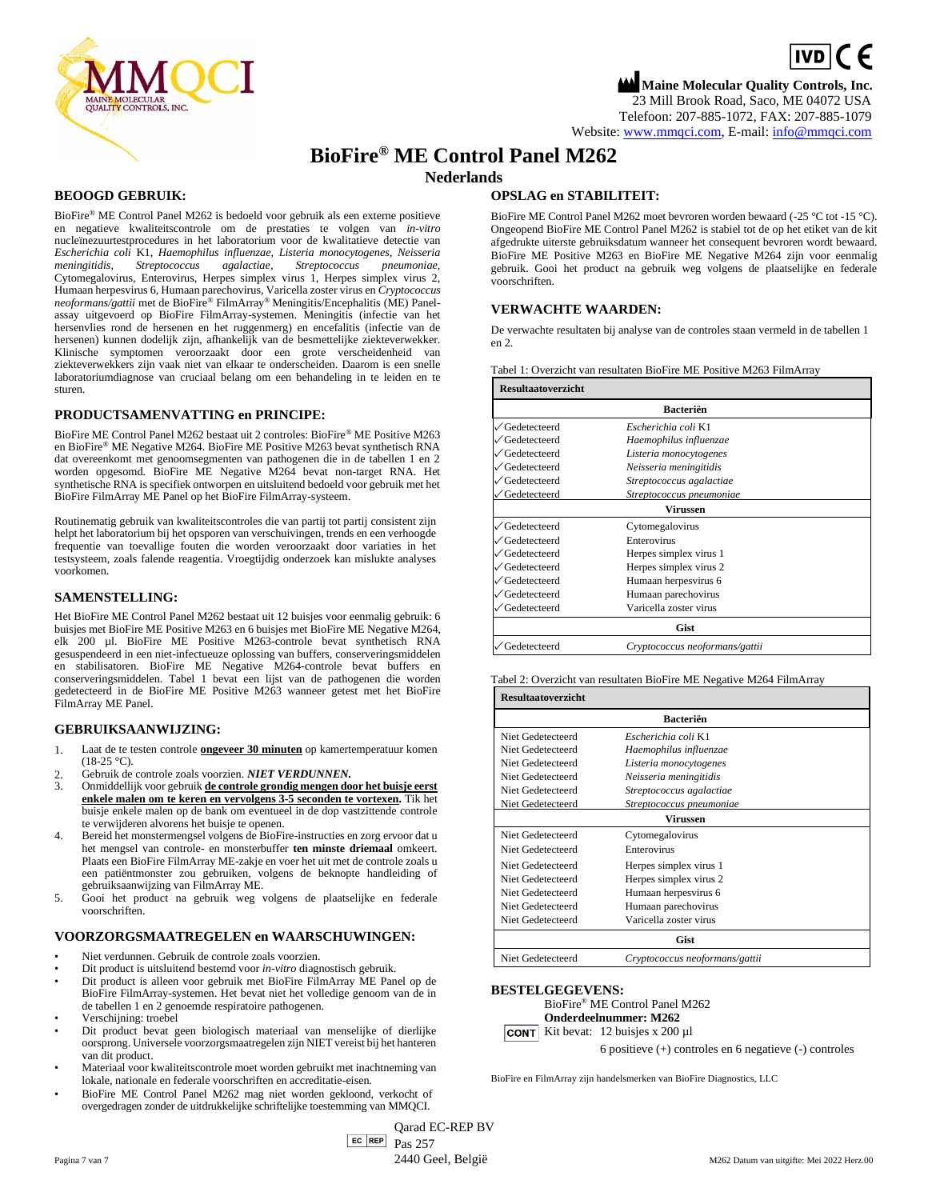IVD CE

**Maine Molecular Quality Controls, Inc.**
23 Mill Brook Road, Saco, ME 04072 USA
Telefoon: 207-885-1072, FAX: 207-885-1079
Website: www.mmqci.com, E-mail: info@mmqci.com

# BioFire® ME Control Panel M262

## Nederlands

## BEOOGD GEBRUIK:

BioFire® ME Control Panel M262 is bedoeld voor gebruik als een externe positieve en negatieve kwaliteitscontrole om de prestaties te volgen van *in-vitro* nucleïnezuurtestprocedures in het laboratorium voor de kwalitatieve detectie van *Escherichia coli* K1, *Haemophilus influenzae, Listeria monocytogenes, Neisseria meningitidis, Streptococcus agalactiae, Streptococcus pneumoniae*, Cytomegalovirus, Enterovirus, Herpes simplex virus 1, Herpes simplex virus 2, Humaan herpesvirus 6, Humaan parechovirus, Varicella zoster virus en *Cryptococcus neoformans/gattii* met de BioFire® FilmArray® Meningitis/Encephalitis (ME) Panel-assay uitgevoerd op BioFire FilmArray-systemen. Meningitis (infectie van het hersenvlies rond de hersenen en het ruggenmerg) en encefalitis (infectie van de hersenen) kunnen dodelijk zijn, afhankelijk van de besmettelijke ziekteverwekker. Klinische symptomen veroorzaakt door een grote verscheidenheid van ziekteverwekkers zijn vaak niet van elkaar te onderscheiden. Daarom is een snelle laboratoriumdiagnose van cruciaal belang om een behandeling in te leiden en te sturen.

## PRODUCTSAMENVATTING en PRINCIPE:

BioFire ME Control Panel M262 bestaat uit 2 controles: BioFire® ME Positive M263 en BioFire® ME Negative M264. BioFire ME Positive M263 bevat synthetisch RNA dat overeenkomt met genoomsegmenten van pathogenen die in de tabellen 1 en 2 worden opgesomd. BioFire ME Negative M264 bevat non-target RNA. Het synthetische RNA is specifiek ontworpen en uitsluitend bedoeld voor gebruik met het BioFire FilmArray ME Panel op het BioFire FilmArray-systeem.

Routinematig gebruik van kwaliteitscontroles die van partij tot partij consistent zijn helpt het laboratorium bij het opsporen van verschuivingen, trends en een verhoogde frequentie van toevallige fouten die worden veroorzaakt door variaties in het testsysteem, zoals falende reagentia. Vroegtijdig onderzoek kan mislukte analyses voorkomen.

## SAMENSTELLING:

Het BioFire ME Control Panel M262 bestaat uit 12 buisjes voor eenmalig gebruik: 6 buisjes met BioFire ME Positive M263 en 6 buisjes met BioFire ME Negative M264, elk 200 µl. BioFire ME Positive M263-controle bevat synthetisch RNA gesuspendeerd in een niet-infectueuze oplossing van buffers, conserveringsmiddelen en stabilisatoren. BioFire ME Negative M264-controle bevat buffers en conserveringsmiddelen. Tabel 1 bevat een lijst van de pathogenen die worden gedetecteerd in de BioFire ME Positive M263 wanneer getest met het BioFire FilmArray ME Panel.

## GEBRUIKSAANWIJZING:

1. Laat de te testen controle **ongeveer 30 minuten** op kamertemperatuur komen (18-25 °C).
2. Gebruik de controle zoals voorzien. ***NIET VERDUNNEN.***
3. Onmiddellijk voor gebruik **de controle grondig mengen door het buisje eerst enkele malen om te keren en vervolgens 3-5 seconden te vortexen.** Tik het buisje enkele malen op de bank om eventueel in de dop vastzittende controle te verwijderen alvorens het buisje te openen.
4. Bereid het monstermengsel volgens de BioFire-instructies en zorg ervoor dat u het mengsel van controle- en monsterbuffer **ten minste driemaal** omkeert. Plaats een BioFire FilmArray ME-zakje en voer het uit met de controle zoals u een patiëntmonster zou gebruiken, volgens de beknopte handleiding of gebruiksaanwijzing van FilmArray ME.
5. Gooi het product na gebruik weg volgens de plaatselijke en federale voorschriften.

## VOORZORGSMAATREGELEN en WAARSCHUWINGEN:

- Niet verdunnen. Gebruik de controle zoals voorzien.
- Dit product is uitsluitend bestemd voor *in-vitro* diagnostisch gebruik.
- Dit product is alleen voor gebruik met BioFire FilmArray ME Panel op de BioFire FilmArray-systemen. Het bevat niet het volledige genoom van de in de tabellen 1 en 2 genoemde respiratoire pathogenen.
- Verschijning: troebel
- Dit product bevat geen biologisch materiaal van menselijke of dierlijke oorsprong. Universele voorzorgsmaatregelen zijn NIET vereist bij het hanteren van dit product.
- Materiaal voor kwaliteitscontrole moet worden gebruikt met inachtneming van lokale, nationale en federale voorschriften en accreditatie-eisen.
- BioFire ME Control Panel M262 mag niet worden gekloond, verkocht of overgedragen zonder de uitdrukkelijke schriftelijke toestemming van MMQCI.

## OPSLAG en STABILITEIT:

BioFire ME Control Panel M262 moet bevroren worden bewaard (-25 °C tot -15 °C). Ongeopend BioFire ME Control Panel M262 is stabiel tot de op het etiket van de kit afgedrukte uiterste gebruiksdatum wanneer het consequent bevroren wordt bewaard. BioFire ME Positive M263 en BioFire ME Negative M264 zijn voor eenmalig gebruik. Gooi het product na gebruik weg volgens de plaatselijke en federale voorschriften.

## VERWACHTE WAARDEN:

De verwachte resultaten bij analyse van de controles staan vermeld in de tabellen 1 en 2.

Tabel 1: Overzicht van resultaten BioFire ME Positive M263 FilmArray

| **Resultaatoverzicht** | |
|---|---|
| | **Bacteriën** |
| ✓Gedetecteerd | *Escherichia coli* K1 |
| ✓Gedetecteerd | *Haemophilus influenzae* |
| ✓Gedetecteerd | *Listeria monocytogenes* |
| ✓Gedetecteerd | *Neisseria meningitidis* |
| ✓Gedetecteerd | *Streptococcus agalactiae* |
| ✓Gedetecteerd | *Streptococcus pneumoniae* |
| | **Virussen** |
| ✓Gedetecteerd | Cytomegalovirus |
| ✓Gedetecteerd | Enterovirus |
| ✓Gedetecteerd | Herpes simplex virus 1 |
| ✓Gedetecteerd | Herpes simplex virus 2 |
| ✓Gedetecteerd | Humaan herpesvirus 6 |
| ✓Gedetecteerd | Humaan parechovirus |
| ✓Gedetecteerd | Varicella zoster virus |
| | **Gist** |
| ✓Gedetecteerd | *Cryptococcus neoformans/gattii* |

Tabel 2: Overzicht van resultaten BioFire ME Negative M264 FilmArray

| **Resultaatoverzicht** | |
|---|---|
| | **Bacteriën** |
| Niet Gedetecteerd | *Escherichia coli* K1 |
| Niet Gedetecteerd | *Haemophilus influenzae* |
| Niet Gedetecteerd | *Listeria monocytogenes* |
| Niet Gedetecteerd | *Neisseria meningitidis* |
| Niet Gedetecteerd | *Streptococcus agalactiae* |
| Niet Gedetecteerd | *Streptococcus pneumoniae* |
| | **Virussen** |
| Niet Gedetecteerd | Cytomegalovirus |
| Niet Gedetecteerd | Enterovirus |
| Niet Gedetecteerd | Herpes simplex virus 1 |
| Niet Gedetecteerd | Herpes simplex virus 2 |
| Niet Gedetecteerd | Humaan herpesvirus 6 |
| Niet Gedetecteerd | Humaan parechovirus |
| Niet Gedetecteerd | Varicella zoster virus |
| | **Gist** |
| Niet Gedetecteerd | *Cryptococcus neoformans/gattii* |

## BESTELGEGEVENS:

BioFire® ME Control Panel M262
**Onderdeelnummer: M262**
CONT Kit bevat: 12 buisjes x 200 µl
6 positieve (+) controles en 6 negatieve (-) controles

BioFire en FilmArray zijn handelsmerken van BioFire Diagnostics, LLC

EC REP Qarad EC-REP BV
Pas 257
2440 Geel, België

M262 Datum van uitgifte: Mei 2022 Herz.00